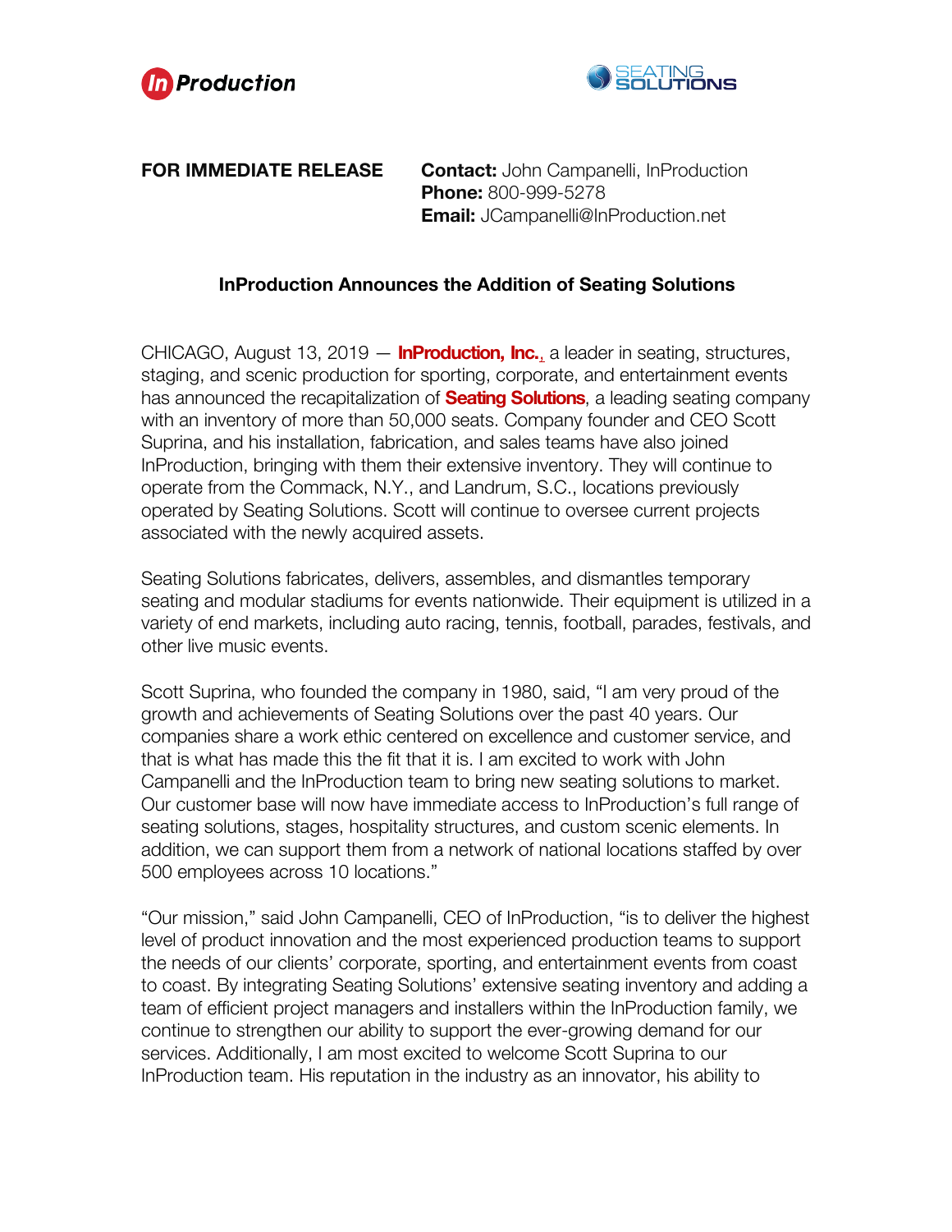**FOR IMMEDIATE RELEASE**

**Contact:** John Campanelli, InProduction
**Phone:** 800-999-5278
**Email:** JCampanelli@InProduction.net

## InProduction Announces the Addition of Seating Solutions

CHICAGO, August 13, 2019 — **InProduction, Inc.**, a leader in seating, structures, staging, and scenic production for sporting, corporate, and entertainment events has announced the recapitalization of **Seating Solutions**, a leading seating company with an inventory of more than 50,000 seats. Company founder and CEO Scott Suprina, and his installation, fabrication, and sales teams have also joined InProduction, bringing with them their extensive inventory. They will continue to operate from the Commack, N.Y., and Landrum, S.C., locations previously operated by Seating Solutions. Scott will continue to oversee current projects associated with the newly acquired assets.

Seating Solutions fabricates, delivers, assembles, and dismantles temporary seating and modular stadiums for events nationwide. Their equipment is utilized in a variety of end markets, including auto racing, tennis, football, parades, festivals, and other live music events.

Scott Suprina, who founded the company in 1980, said, "I am very proud of the growth and achievements of Seating Solutions over the past 40 years. Our companies share a work ethic centered on excellence and customer service, and that is what has made this the fit that it is. I am excited to work with John Campanelli and the InProduction team to bring new seating solutions to market. Our customer base will now have immediate access to InProduction's full range of seating solutions, stages, hospitality structures, and custom scenic elements. In addition, we can support them from a network of national locations staffed by over 500 employees across 10 locations."

"Our mission," said John Campanelli, CEO of InProduction, "is to deliver the highest level of product innovation and the most experienced production teams to support the needs of our clients' corporate, sporting, and entertainment events from coast to coast. By integrating Seating Solutions' extensive seating inventory and adding a team of efficient project managers and installers within the InProduction family, we continue to strengthen our ability to support the ever-growing demand for our services. Additionally, I am most excited to welcome Scott Suprina to our InProduction team. His reputation in the industry as an innovator, his ability to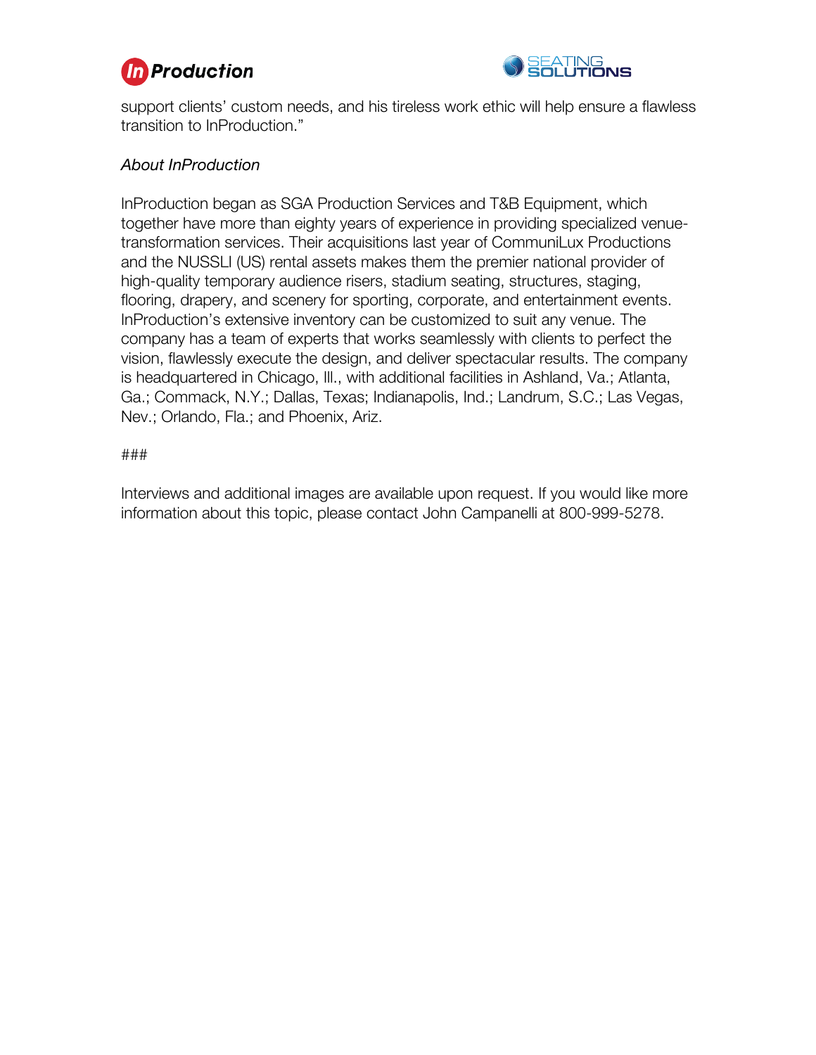support clients' custom needs, and his tireless work ethic will help ensure a flawless transition to InProduction."

*About InProduction*

InProduction began as SGA Production Services and T&B Equipment, which together have more than eighty years of experience in providing specialized venue-transformation services. Their acquisitions last year of CommuniLux Productions and the NUSSLI (US) rental assets makes them the premier national provider of high-quality temporary audience risers, stadium seating, structures, staging, flooring, drapery, and scenery for sporting, corporate, and entertainment events. InProduction's extensive inventory can be customized to suit any venue. The company has a team of experts that works seamlessly with clients to perfect the vision, flawlessly execute the design, and deliver spectacular results. The company is headquartered in Chicago, Ill., with additional facilities in Ashland, Va.; Atlanta, Ga.; Commack, N.Y.; Dallas, Texas; Indianapolis, Ind.; Landrum, S.C.; Las Vegas, Nev.; Orlando, Fla.; and Phoenix, Ariz.

###

Interviews and additional images are available upon request. If you would like more information about this topic, please contact John Campanelli at 800-999-5278.